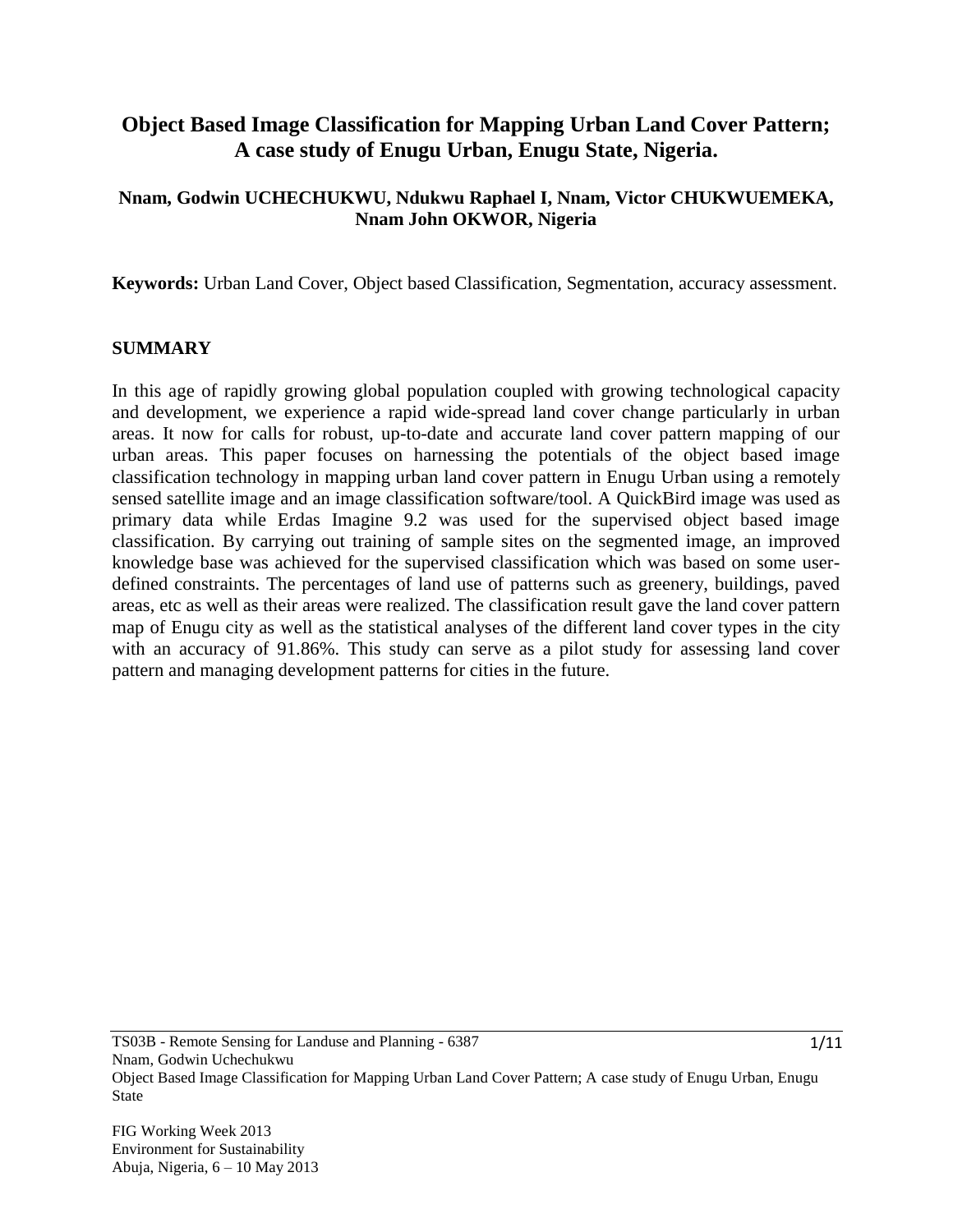# Object Based Image Classification for Mapping Urban Land Cover Pattern; A case study of Enugu Urban, Enugu State, Nigeria.

**Nnam, Godwin UCHECHUKWU, Ndukwu Raphael I, Nnam, Victor CHUKWUEMEKA, Nnam John OKWOR, Nigeria**

**Keywords:** Urban Land Cover, Object based Classification, Segmentation, accuracy assessment.

## SUMMARY

In this age of rapidly growing global population coupled with growing technological capacity and development, we experience a rapid wide-spread land cover change particularly in urban areas. It now for calls for robust, up-to-date and accurate land cover pattern mapping of our urban areas. This paper focuses on harnessing the potentials of the object based image classification technology in mapping urban land cover pattern in Enugu Urban using a remotely sensed satellite image and an image classification software/tool. A QuickBird image was used as primary data while Erdas Imagine 9.2 was used for the supervised object based image classification. By carrying out training of sample sites on the segmented image, an improved knowledge base was achieved for the supervised classification which was based on some user-defined constraints. The percentages of land use of patterns such as greenery, buildings, paved areas, etc as well as their areas were realized. The classification result gave the land cover pattern map of Enugu city as well as the statistical analyses of the different land cover types in the city with an accuracy of 91.86%. This study can serve as a pilot study for assessing land cover pattern and managing development patterns for cities in the future.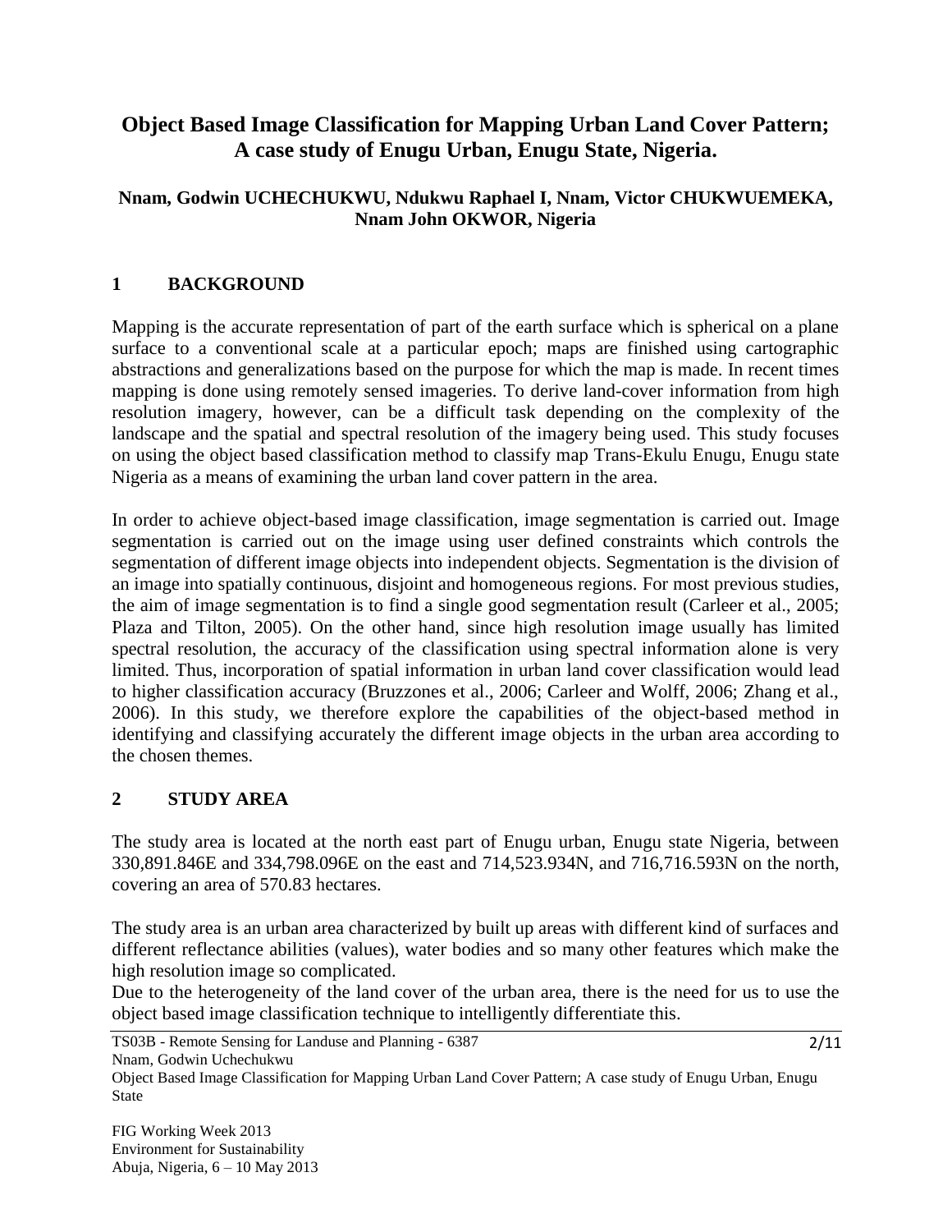# Object Based Image Classification for Mapping Urban Land Cover Pattern; A case study of Enugu Urban, Enugu State, Nigeria.

**Nnam, Godwin UCHECHUKWU, Ndukwu Raphael I, Nnam, Victor CHUKWUEMEKA, Nnam John OKWOR, Nigeria**

## 1 BACKGROUND

Mapping is the accurate representation of part of the earth surface which is spherical on a plane surface to a conventional scale at a particular epoch; maps are finished using cartographic abstractions and generalizations based on the purpose for which the map is made. In recent times mapping is done using remotely sensed imageries. To derive land-cover information from high resolution imagery, however, can be a difficult task depending on the complexity of the landscape and the spatial and spectral resolution of the imagery being used. This study focuses on using the object based classification method to classify map Trans-Ekulu Enugu, Enugu state Nigeria as a means of examining the urban land cover pattern in the area.

In order to achieve object-based image classification, image segmentation is carried out. Image segmentation is carried out on the image using user defined constraints which controls the segmentation of different image objects into independent objects. Segmentation is the division of an image into spatially continuous, disjoint and homogeneous regions. For most previous studies, the aim of image segmentation is to find a single good segmentation result (Carleer et al., 2005; Plaza and Tilton, 2005). On the other hand, since high resolution image usually has limited spectral resolution, the accuracy of the classification using spectral information alone is very limited. Thus, incorporation of spatial information in urban land cover classification would lead to higher classification accuracy (Bruzzones et al., 2006; Carleer and Wolff, 2006; Zhang et al., 2006). In this study, we therefore explore the capabilities of the object-based method in identifying and classifying accurately the different image objects in the urban area according to the chosen themes.

## 2 STUDY AREA

The study area is located at the north east part of Enugu urban, Enugu state Nigeria, between 330,891.846E and 334,798.096E on the east and 714,523.934N, and 716,716.593N on the north, covering an area of 570.83 hectares.

The study area is an urban area characterized by built up areas with different kind of surfaces and different reflectance abilities (values), water bodies and so many other features which make the high resolution image so complicated.

Due to the heterogeneity of the land cover of the urban area, there is the need for us to use the object based image classification technique to intelligently differentiate this.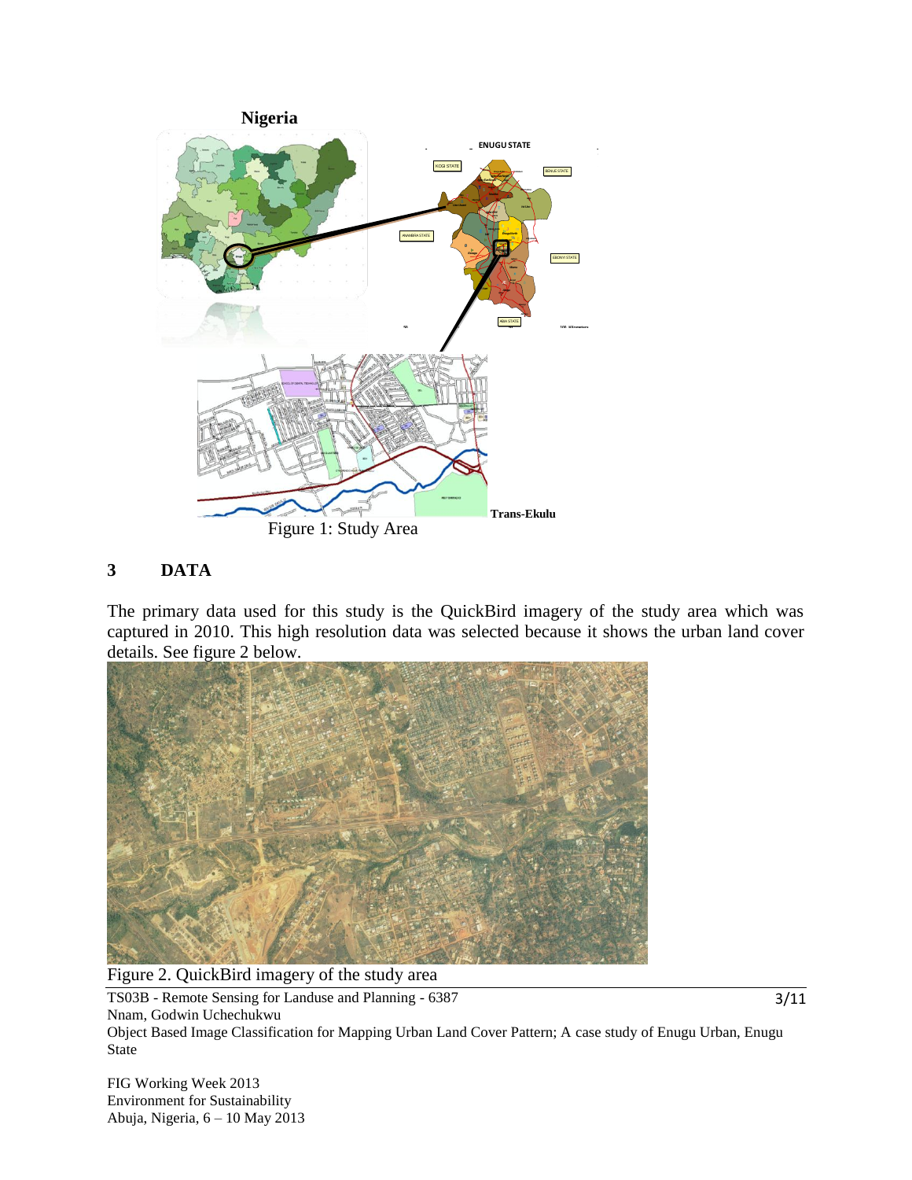Figure 1: Study Area

## 3 DATA

The primary data used for this study is the QuickBird imagery of the study area which was captured in 2010. This high resolution data was selected because it shows the urban land cover details. See figure 2 below.

Figure 2. QuickBird imagery of the study area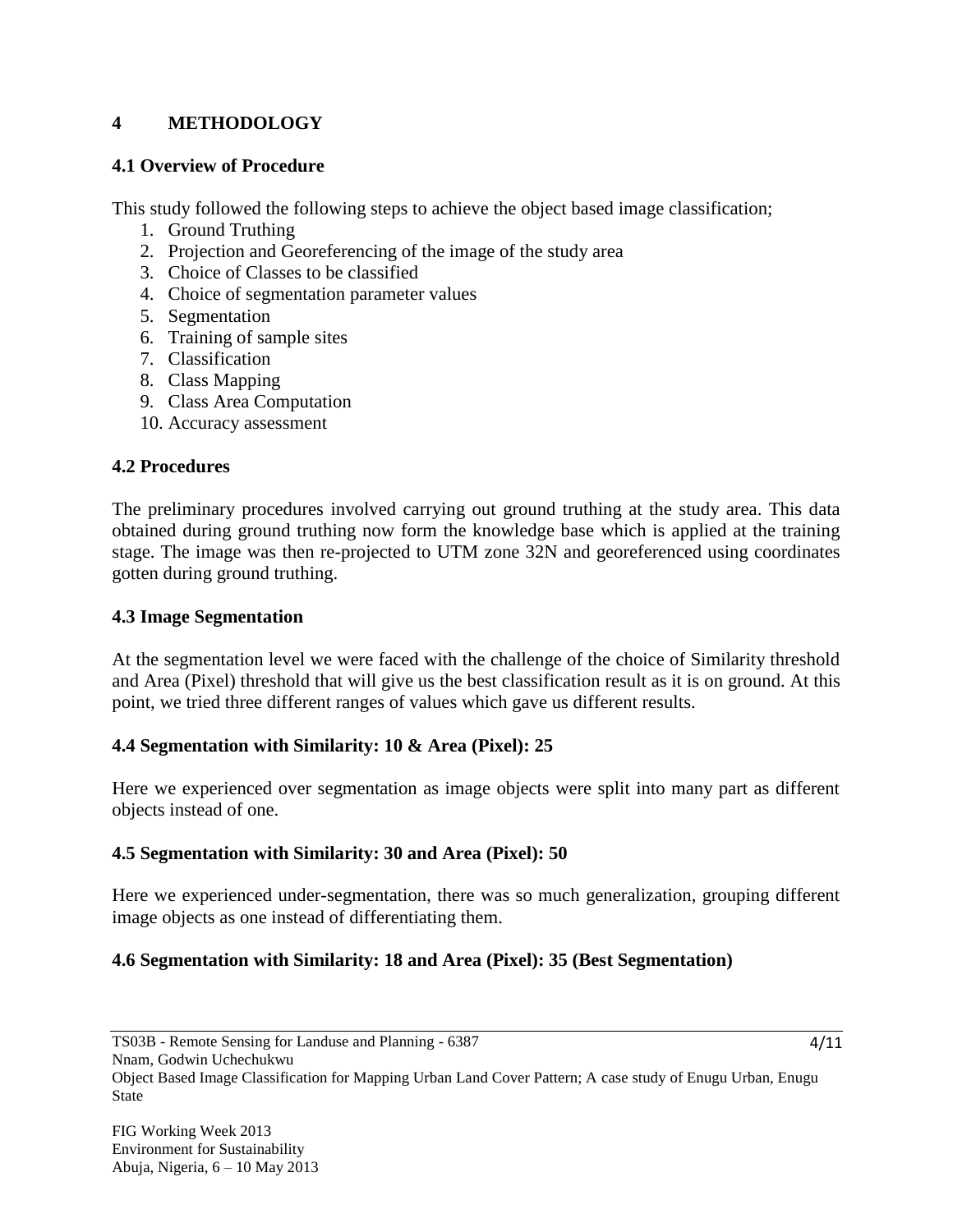# 4 METHODOLOGY

## 4.1 Overview of Procedure

This study followed the following steps to achieve the object based image classification;

1. Ground Truthing
2. Projection and Georeferencing of the image of the study area
3. Choice of Classes to be classified
4. Choice of segmentation parameter values
5. Segmentation
6. Training of sample sites
7. Classification
8. Class Mapping
9. Class Area Computation
10. Accuracy assessment

## 4.2 Procedures

The preliminary procedures involved carrying out ground truthing at the study area. This data obtained during ground truthing now form the knowledge base which is applied at the training stage. The image was then re-projected to UTM zone 32N and georeferenced using coordinates gotten during ground truthing.

## 4.3 Image Segmentation

At the segmentation level we were faced with the challenge of the choice of Similarity threshold and Area (Pixel) threshold that will give us the best classification result as it is on ground. At this point, we tried three different ranges of values which gave us different results.

## 4.4 Segmentation with Similarity: 10 & Area (Pixel): 25

Here we experienced over segmentation as image objects were split into many part as different objects instead of one.

## 4.5 Segmentation with Similarity: 30 and Area (Pixel): 50

Here we experienced under-segmentation, there was so much generalization, grouping different image objects as one instead of differentiating them.

## 4.6 Segmentation with Similarity: 18 and Area (Pixel): 35 (Best Segmentation)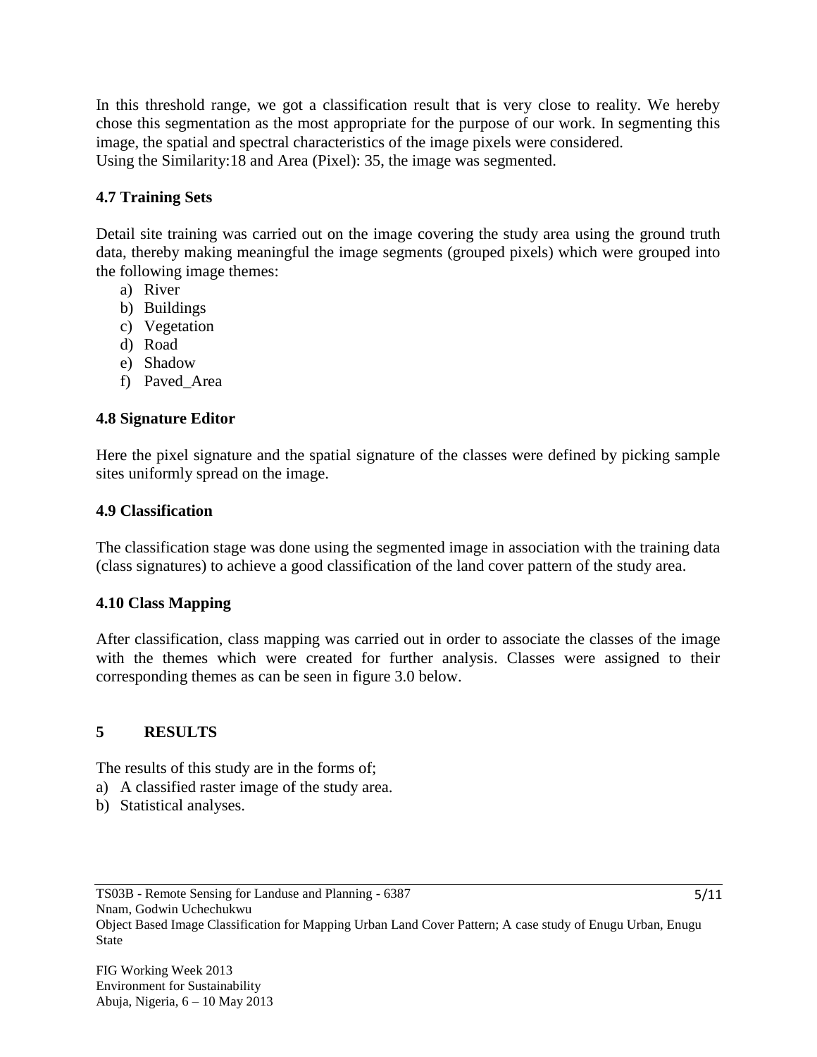In this threshold range, we got a classification result that is very close to reality. We hereby chose this segmentation as the most appropriate for the purpose of our work. In segmenting this image, the spatial and spectral characteristics of the image pixels were considered.
Using the Similarity:18 and Area (Pixel): 35, the image was segmented.

### 4.7 Training Sets

Detail site training was carried out on the image covering the study area using the ground truth data, thereby making meaningful the image segments (grouped pixels) which were grouped into the following image themes:

a) River
b) Buildings
c) Vegetation
d) Road
e) Shadow
f) Paved_Area

### 4.8 Signature Editor

Here the pixel signature and the spatial signature of the classes were defined by picking sample sites uniformly spread on the image.

### 4.9 Classification

The classification stage was done using the segmented image in association with the training data (class signatures) to achieve a good classification of the land cover pattern of the study area.

### 4.10 Class Mapping

After classification, class mapping was carried out in order to associate the classes of the image with the themes which were created for further analysis. Classes were assigned to their corresponding themes as can be seen in figure 3.0 below.

## 5 RESULTS

The results of this study are in the forms of;

a) A classified raster image of the study area.
b) Statistical analyses.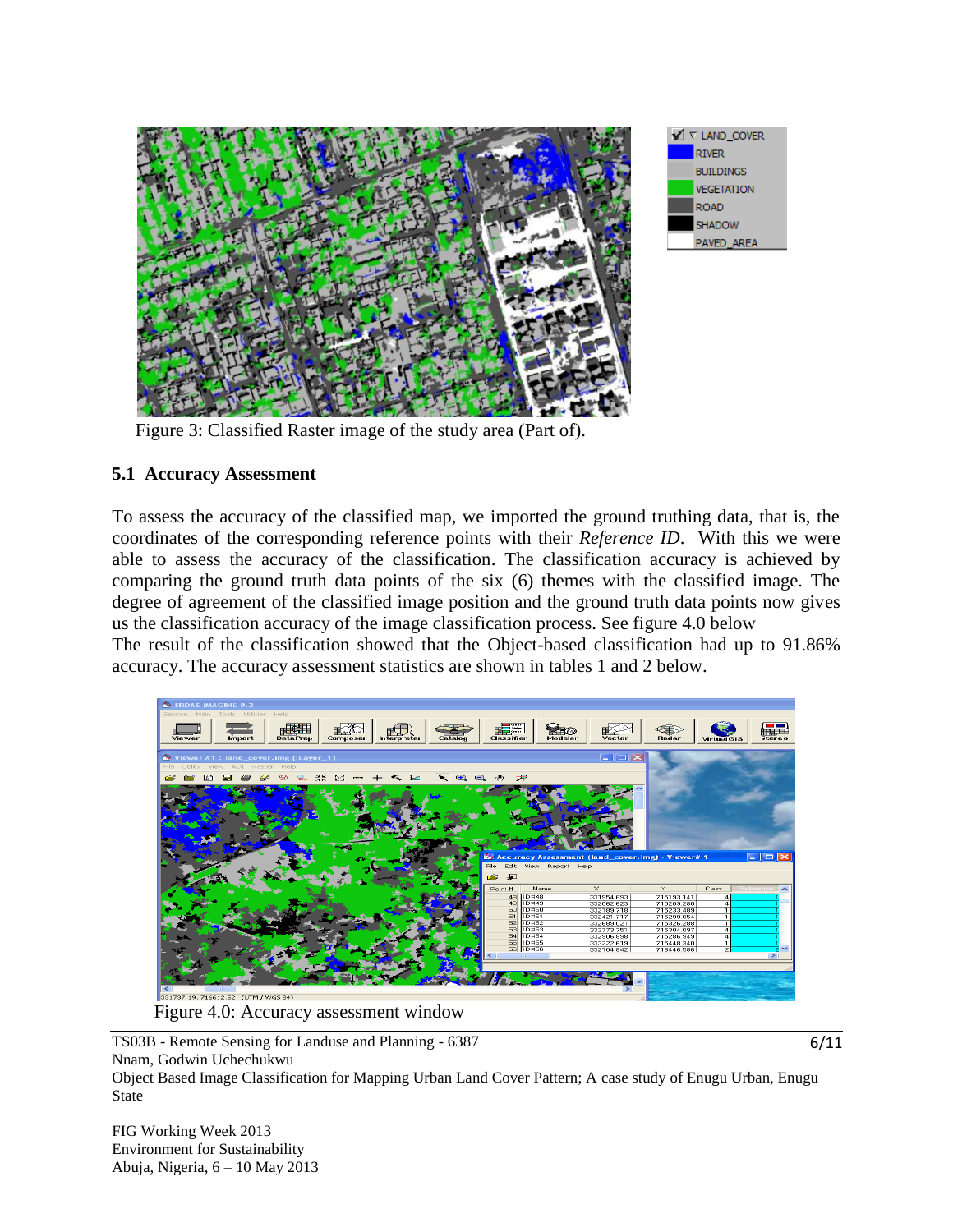Figure 3: Classified Raster image of the study area (Part of).

## 5.1 Accuracy Assessment

To assess the accuracy of the classified map, we imported the ground truthing data, that is, the coordinates of the corresponding reference points with their *Reference ID*. With this we were able to assess the accuracy of the classification. The classification accuracy is achieved by comparing the ground truth data points of the six (6) themes with the classified image. The degree of agreement of the classified image position and the ground truth data points now gives us the classification accuracy of the image classification process. See figure 4.0 below

The result of the classification showed that the Object-based classification had up to 91.86% accuracy. The accuracy assessment statistics are shown in tables 1 and 2 below.

Figure 4.0: Accuracy assessment window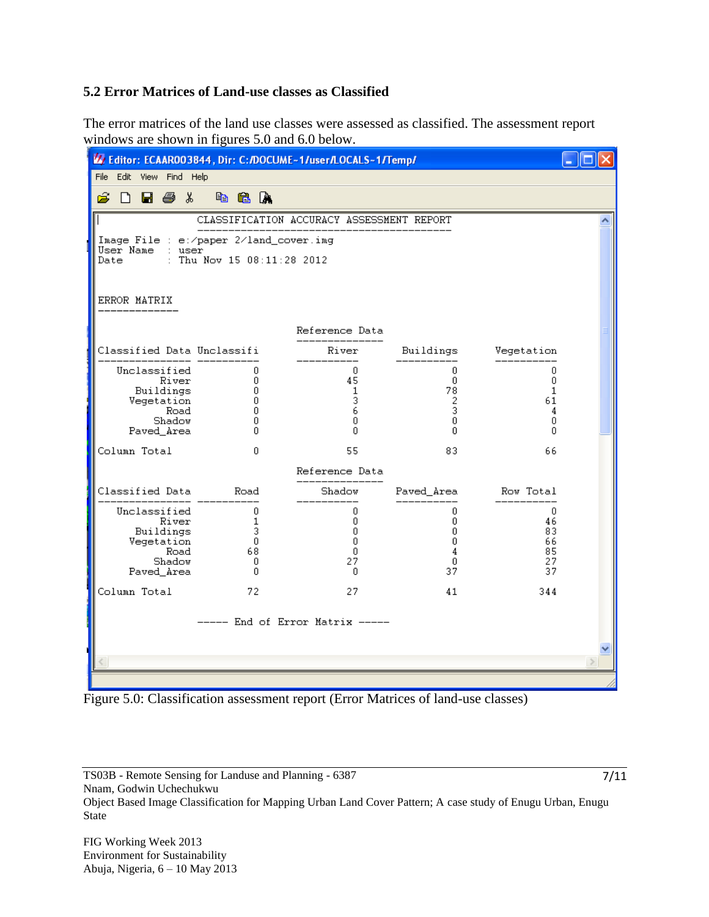### 5.2 Error Matrices of Land-use classes as Classified

The error matrices of the land use classes were assessed as classified. The assessment report windows are shown in figures 5.0 and 6.0 below.

Editor: ECAAR003844, Dir: C:/DOCUME~1/user/LOCALS~1/Temp/

CLASSIFICATION ACCURACY ASSESSMENT REPORT

Image File : e:/paper 2/land_cover.img
User Name : user
Date : Thu Nov 15 08:11:28 2012

ERROR MATRIX

| Classified Data | Unclassifi | River | Buildings | Vegetation |
|---|---|---|---|---|
| Unclassified | 0 | 0 | 0 | 0 |
| River | 0 | 45 | 0 | 0 |
| Buildings | 0 | 1 | 78 | 1 |
| Vegetation | 0 | 3 | 2 | 61 |
| Road | 0 | 6 | 3 | 4 |
| Shadow | 0 | 0 | 0 | 0 |
| Paved_Area | 0 | 0 | 0 | 0 |
| Column Total | 0 | 55 | 83 | 66 |

| Classified Data | Road | Shadow | Paved_Area | Row Total |
|---|---|---|---|---|
| Unclassified | 0 | 0 | 0 | 0 |
| River | 1 | 0 | 0 | 46 |
| Buildings | 3 | 0 | 0 | 83 |
| Vegetation | 0 | 0 | 0 | 66 |
| Road | 68 | 0 | 4 | 85 |
| Shadow | 0 | 27 | 0 | 27 |
| Paved_Area | 0 | 0 | 37 | 37 |
| Column Total | 72 | 27 | 41 | 344 |

----- End of Error Matrix -----

Figure 5.0: Classification assessment report (Error Matrices of land-use classes)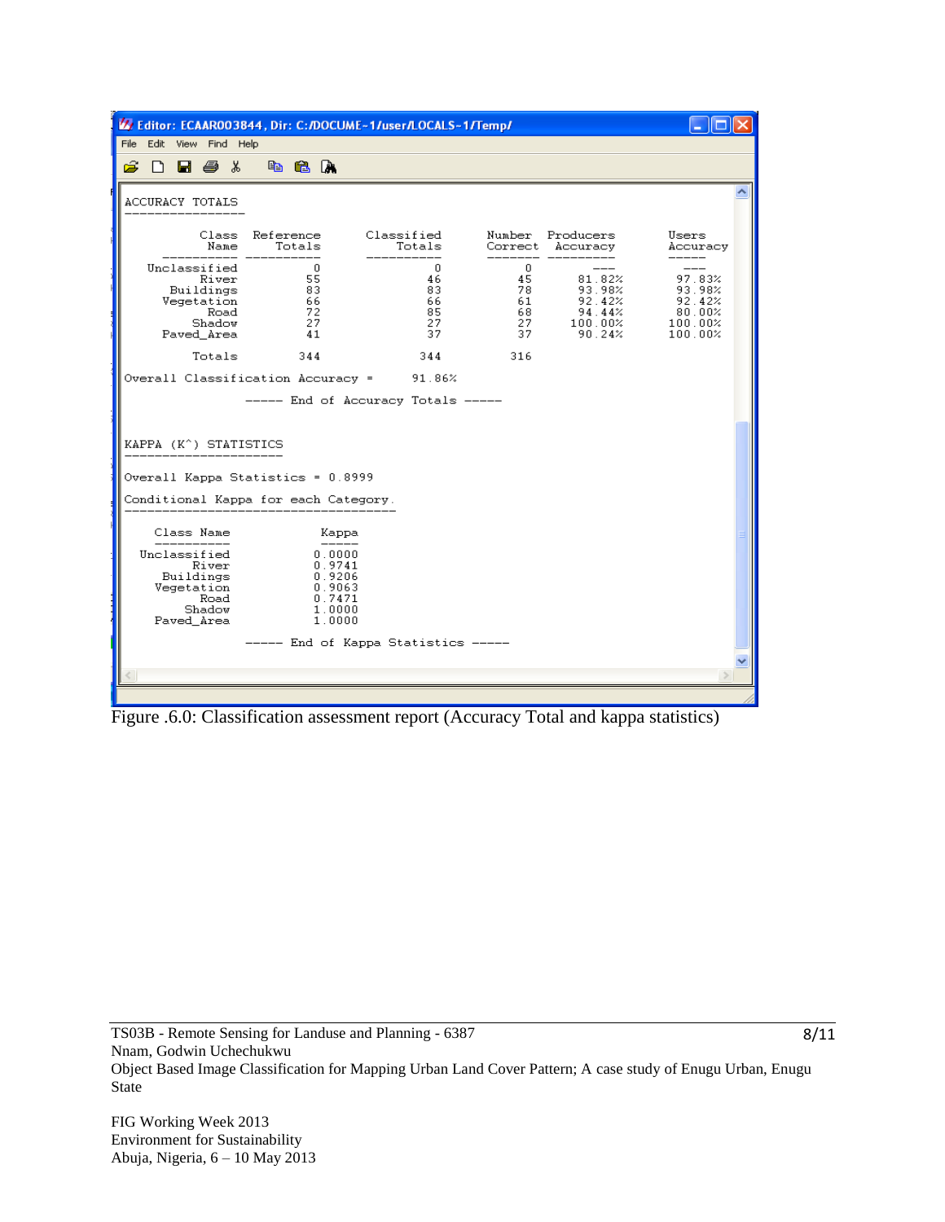ACCURACY TOTALS

| Class Name | Reference Totals | Classified Totals | Number Correct | Producers Accuracy | Users Accuracy |
|---|---|---|---|---|---|
| Unclassified | 0 | 0 | 0 | --- | --- |
| River | 55 | 46 | 45 | 81.82% | 97.83% |
| Buildings | 83 | 83 | 78 | 93.98% | 93.98% |
| Vegetation | 66 | 66 | 61 | 92.42% | 92.42% |
| Road | 72 | 85 | 68 | 94.44% | 80.00% |
| Shadow | 27 | 27 | 27 | 100.00% | 100.00% |
| Paved_Area | 41 | 37 | 37 | 90.24% | 100.00% |
| Totals | 344 | 344 | 316 | | |

Overall Classification Accuracy = 91.86%

----- End of Accuracy Totals -----

KAPPA (K^) STATISTICS

Overall Kappa Statistics = 0.8999

Conditional Kappa for each Category.

| Class Name | Kappa |
|---|---|
| Unclassified | 0.0000 |
| River | 0.9741 |
| Buildings | 0.9206 |
| Vegetation | 0.9063 |
| Road | 0.7471 |
| Shadow | 1.0000 |
| Paved_Area | 1.0000 |

----- End of Kappa Statistics -----

Figure .6.0: Classification assessment report (Accuracy Total and kappa statistics)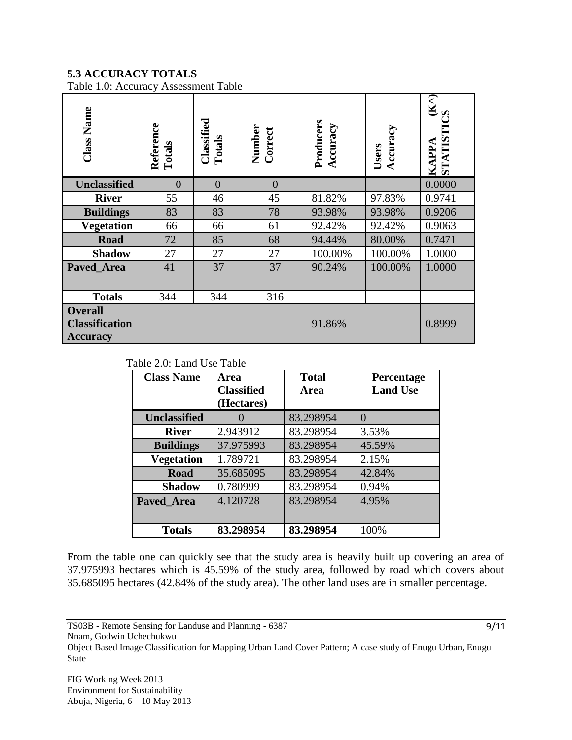### 5.3 ACCURACY TOTALS

Table 1.0: Accuracy Assessment Table

| Class Name | Reference Totals | Classified Totals | Number Correct | Producers Accuracy | Users Accuracy | KAPPA (K^) STATISTICS |
|---|---|---|---|---|---|---|
| **Unclassified** | 0 | 0 | 0 | | | 0.0000 |
| **River** | 55 | 46 | 45 | 81.82% | 97.83% | 0.9741 |
| **Buildings** | 83 | 83 | 78 | 93.98% | 93.98% | 0.9206 |
| **Vegetation** | 66 | 66 | 61 | 92.42% | 92.42% | 0.9063 |
| **Road** | 72 | 85 | 68 | 94.44% | 80.00% | 0.7471 |
| **Shadow** | 27 | 27 | 27 | 100.00% | 100.00% | 1.0000 |
| **Paved_Area** | 41 | 37 | 37 | 90.24% | 100.00% | 1.0000 |
| **Totals** | 344 | 344 | 316 | | | |
| **Overall Classification Accuracy** | | | | 91.86% | | 0.8999 |

Table 2.0: Land Use Table

| Class Name | Area Classified (Hectares) | Total Area | Percentage Land Use |
|---|---|---|---|
| **Unclassified** | 0 | 83.298954 | 0 |
| **River** | 2.943912 | 83.298954 | 3.53% |
| **Buildings** | 37.975993 | 83.298954 | 45.59% |
| **Vegetation** | 1.789721 | 83.298954 | 2.15% |
| **Road** | 35.685095 | 83.298954 | 42.84% |
| **Shadow** | 0.780999 | 83.298954 | 0.94% |
| **Paved_Area** | 4.120728 | 83.298954 | 4.95% |
| **Totals** | **83.298954** | **83.298954** | 100% |

From the table one can quickly see that the study area is heavily built up covering an area of 37.975993 hectares which is 45.59% of the study area, followed by road which covers about 35.685095 hectares (42.84% of the study area). The other land uses are in smaller percentage.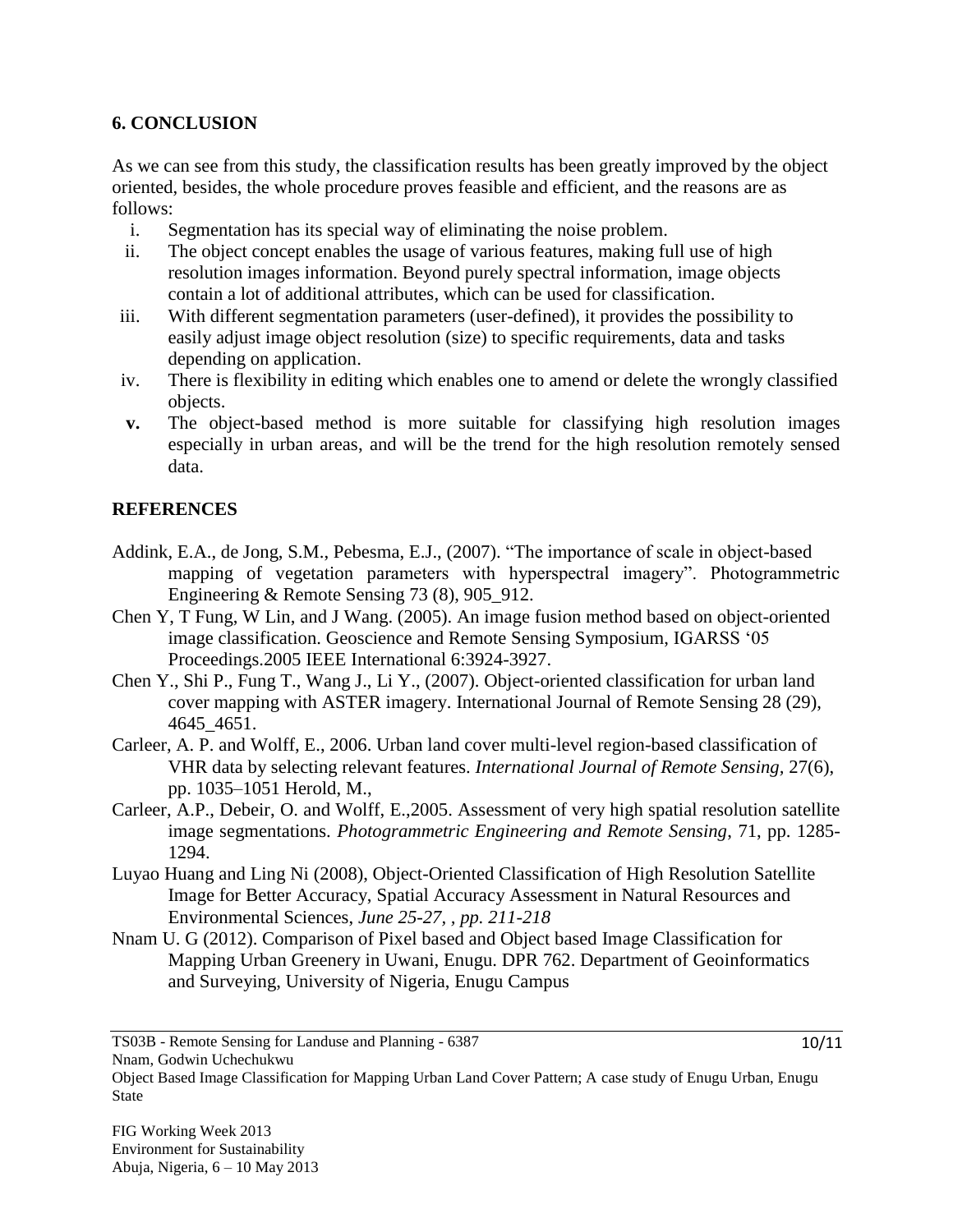## 6. CONCLUSION

As we can see from this study, the classification results has been greatly improved by the object oriented, besides, the whole procedure proves feasible and efficient, and the reasons are as follows:

i. Segmentation has its special way of eliminating the noise problem.
ii. The object concept enables the usage of various features, making full use of high resolution images information. Beyond purely spectral information, image objects contain a lot of additional attributes, which can be used for classification.
iii. With different segmentation parameters (user-defined), it provides the possibility to easily adjust image object resolution (size) to specific requirements, data and tasks depending on application.
iv. There is flexibility in editing which enables one to amend or delete the wrongly classified objects.
**v.** The object-based method is more suitable for classifying high resolution images especially in urban areas, and will be the trend for the high resolution remotely sensed data.

## REFERENCES

Addink, E.A., de Jong, S.M., Pebesma, E.J., (2007). "The importance of scale in object-based mapping of vegetation parameters with hyperspectral imagery". Photogrammetric Engineering & Remote Sensing 73 (8), 905_912.

Chen Y, T Fung, W Lin, and J Wang. (2005). An image fusion method based on object-oriented image classification. Geoscience and Remote Sensing Symposium, IGARSS '05 Proceedings.2005 IEEE International 6:3924-3927.

Chen Y., Shi P., Fung T., Wang J., Li Y., (2007). Object-oriented classification for urban land cover mapping with ASTER imagery. International Journal of Remote Sensing 28 (29), 4645_4651.

Carleer, A. P. and Wolff, E., 2006. Urban land cover multi-level region-based classification of VHR data by selecting relevant features. *International Journal of Remote Sensing*, 27(6), pp. 1035–1051 Herold, M.,

Carleer, A.P., Debeir, O. and Wolff, E.,2005. Assessment of very high spatial resolution satellite image segmentations. *Photogrammetric Engineering and Remote Sensing*, 71, pp. 1285-1294.

Luyao Huang and Ling Ni (2008), Object-Oriented Classification of High Resolution Satellite Image for Better Accuracy, Spatial Accuracy Assessment in Natural Resources and Environmental Sciences, *June 25-27, , pp. 211-218*

Nnam U. G (2012). Comparison of Pixel based and Object based Image Classification for Mapping Urban Greenery in Uwani, Enugu. DPR 762. Department of Geoinformatics and Surveying, University of Nigeria, Enugu Campus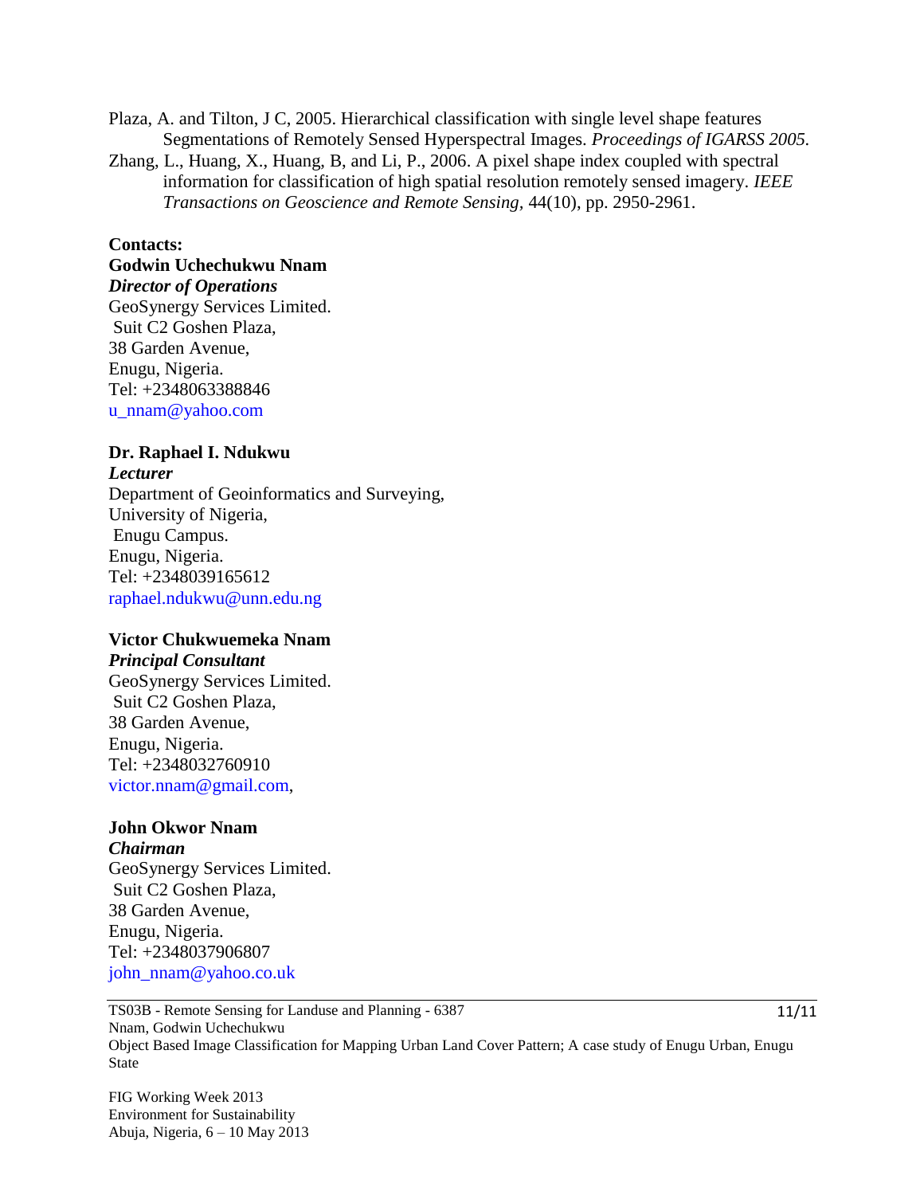Plaza, A. and Tilton, J C, 2005. Hierarchical classification with single level shape features Segmentations of Remotely Sensed Hyperspectral Images. *Proceedings of IGARSS 2005.*

Zhang, L., Huang, X., Huang, B, and Li, P., 2006. A pixel shape index coupled with spectral information for classification of high spatial resolution remotely sensed imagery. *IEEE Transactions on Geoscience and Remote Sensing,* 44(10), pp. 2950-2961.

**Contacts:**

**Godwin Uchechukwu Nnam**
***Director of Operations***
GeoSynergy Services Limited.
Suit C2 Goshen Plaza,
38 Garden Avenue,
Enugu, Nigeria.
Tel: +2348063388846
u_nnam@yahoo.com

**Dr. Raphael I. Ndukwu**
***Lecturer***
Department of Geoinformatics and Surveying,
University of Nigeria,
Enugu Campus.
Enugu, Nigeria.
Tel: +2348039165612
raphael.ndukwu@unn.edu.ng

**Victor Chukwuemeka Nnam**
***Principal Consultant***
GeoSynergy Services Limited.
Suit C2 Goshen Plaza,
38 Garden Avenue,
Enugu, Nigeria.
Tel: +2348032760910
victor.nnam@gmail.com,

**John Okwor Nnam**
***Chairman***
GeoSynergy Services Limited.
Suit C2 Goshen Plaza,
38 Garden Avenue,
Enugu, Nigeria.
Tel: +2348037906807
john_nnam@yahoo.co.uk